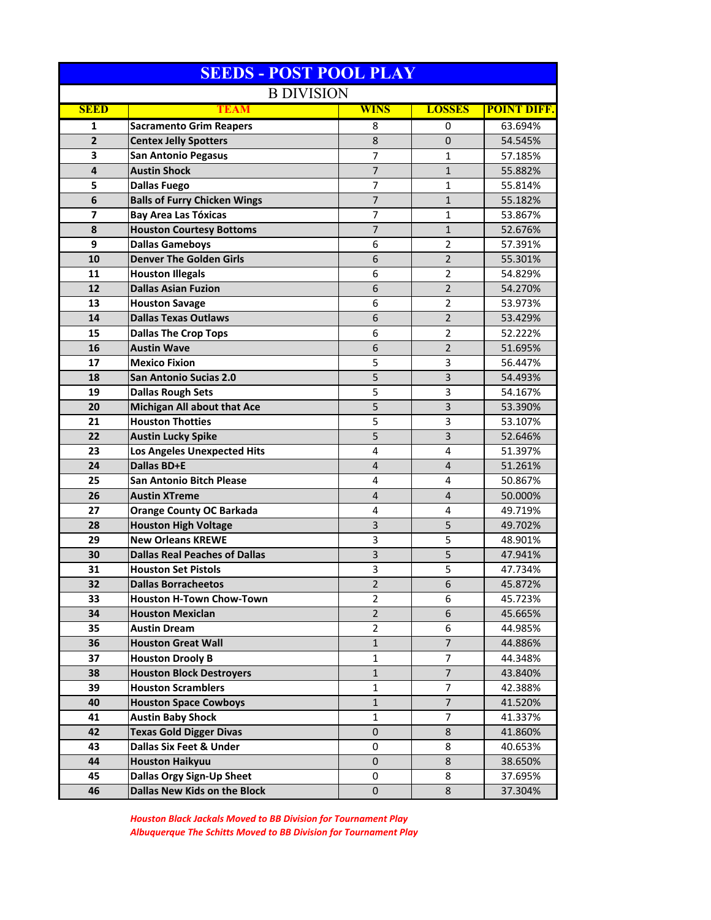# SEEDS - POST POOL PLAY

## B DIVISION

| SEED | TEAM | WINS | LOSSES | POINT DIFF. |
|---|---|---|---|---|
| 1 | Sacramento Grim Reapers | 8 | 0 | 63.694% |
| 2 | Centex Jelly Spotters | 8 | 0 | 54.545% |
| 3 | San Antonio Pegasus | 7 | 1 | 57.185% |
| 4 | Austin Shock | 7 | 1 | 55.882% |
| 5 | Dallas Fuego | 7 | 1 | 55.814% |
| 6 | Balls of Furry Chicken Wings | 7 | 1 | 55.182% |
| 7 | Bay Area Las Tóxicas | 7 | 1 | 53.867% |
| 8 | Houston Courtesy Bottoms | 7 | 1 | 52.676% |
| 9 | Dallas Gameboys | 6 | 2 | 57.391% |
| 10 | Denver The Golden Girls | 6 | 2 | 55.301% |
| 11 | Houston Illegals | 6 | 2 | 54.829% |
| 12 | Dallas Asian Fuzion | 6 | 2 | 54.270% |
| 13 | Houston Savage | 6 | 2 | 53.973% |
| 14 | Dallas Texas Outlaws | 6 | 2 | 53.429% |
| 15 | Dallas The Crop Tops | 6 | 2 | 52.222% |
| 16 | Austin Wave | 6 | 2 | 51.695% |
| 17 | Mexico Fixion | 5 | 3 | 56.447% |
| 18 | San Antonio Sucias 2.0 | 5 | 3 | 54.493% |
| 19 | Dallas Rough Sets | 5 | 3 | 54.167% |
| 20 | Michigan All about that Ace | 5 | 3 | 53.390% |
| 21 | Houston Thotties | 5 | 3 | 53.107% |
| 22 | Austin Lucky Spike | 5 | 3 | 52.646% |
| 23 | Los Angeles Unexpected Hits | 4 | 4 | 51.397% |
| 24 | Dallas BD+E | 4 | 4 | 51.261% |
| 25 | San Antonio Bitch Please | 4 | 4 | 50.867% |
| 26 | Austin XTreme | 4 | 4 | 50.000% |
| 27 | Orange County OC Barkada | 4 | 4 | 49.719% |
| 28 | Houston High Voltage | 3 | 5 | 49.702% |
| 29 | New Orleans KREWE | 3 | 5 | 48.901% |
| 30 | Dallas Real Peaches of Dallas | 3 | 5 | 47.941% |
| 31 | Houston Set Pistols | 3 | 5 | 47.734% |
| 32 | Dallas Borracheetos | 2 | 6 | 45.872% |
| 33 | Houston H-Town Chow-Town | 2 | 6 | 45.723% |
| 34 | Houston Mexiclan | 2 | 6 | 45.665% |
| 35 | Austin Dream | 2 | 6 | 44.985% |
| 36 | Houston Great Wall | 1 | 7 | 44.886% |
| 37 | Houston Drooly B | 1 | 7 | 44.348% |
| 38 | Houston Block Destroyers | 1 | 7 | 43.840% |
| 39 | Houston Scramblers | 1 | 7 | 42.388% |
| 40 | Houston Space Cowboys | 1 | 7 | 41.520% |
| 41 | Austin Baby Shock | 1 | 7 | 41.337% |
| 42 | Texas Gold Digger Divas | 0 | 8 | 41.860% |
| 43 | Dallas Six Feet & Under | 0 | 8 | 40.653% |
| 44 | Houston Haikyuu | 0 | 8 | 38.650% |
| 45 | Dallas Orgy Sign-Up Sheet | 0 | 8 | 37.695% |
| 46 | Dallas New Kids on the Block | 0 | 8 | 37.304% |

*Houston Black Jackals Moved to BB Division for Tournament Play*
*Albuquerque The Schitts Moved to BB Division for Tournament Play*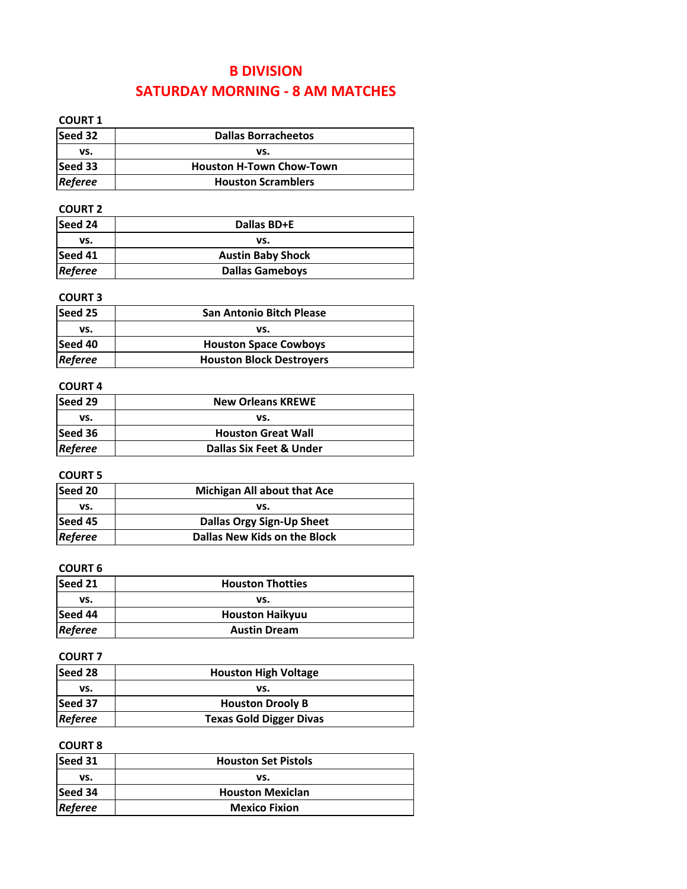# B DIVISION
## SATURDAY MORNING - 8 AM MATCHES

**COURT 1**

| | |
|---|---|
| Seed 32 | Dallas Borracheetos |
| vs. | vs. |
| Seed 33 | Houston H-Town Chow-Town |
| *Referee* | Houston Scramblers |

**COURT 2**

| | |
|---|---|
| Seed 24 | Dallas BD+E |
| vs. | vs. |
| Seed 41 | Austin Baby Shock |
| *Referee* | Dallas Gameboys |

**COURT 3**

| | |
|---|---|
| Seed 25 | San Antonio Bitch Please |
| vs. | vs. |
| Seed 40 | Houston Space Cowboys |
| *Referee* | Houston Block Destroyers |

**COURT 4**

| | |
|---|---|
| Seed 29 | New Orleans KREWE |
| vs. | vs. |
| Seed 36 | Houston Great Wall |
| *Referee* | Dallas Six Feet & Under |

**COURT 5**

| | |
|---|---|
| Seed 20 | Michigan All about that Ace |
| vs. | vs. |
| Seed 45 | Dallas Orgy Sign-Up Sheet |
| *Referee* | Dallas New Kids on the Block |

**COURT 6**

| | |
|---|---|
| Seed 21 | Houston Thotties |
| vs. | vs. |
| Seed 44 | Houston Haikyuu |
| *Referee* | Austin Dream |

**COURT 7**

| | |
|---|---|
| Seed 28 | Houston High Voltage |
| vs. | vs. |
| Seed 37 | Houston Drooly B |
| *Referee* | Texas Gold Digger Divas |

**COURT 8**

| | |
|---|---|
| Seed 31 | Houston Set Pistols |
| vs. | vs. |
| Seed 34 | Houston Mexiclan |
| *Referee* | Mexico Fixion |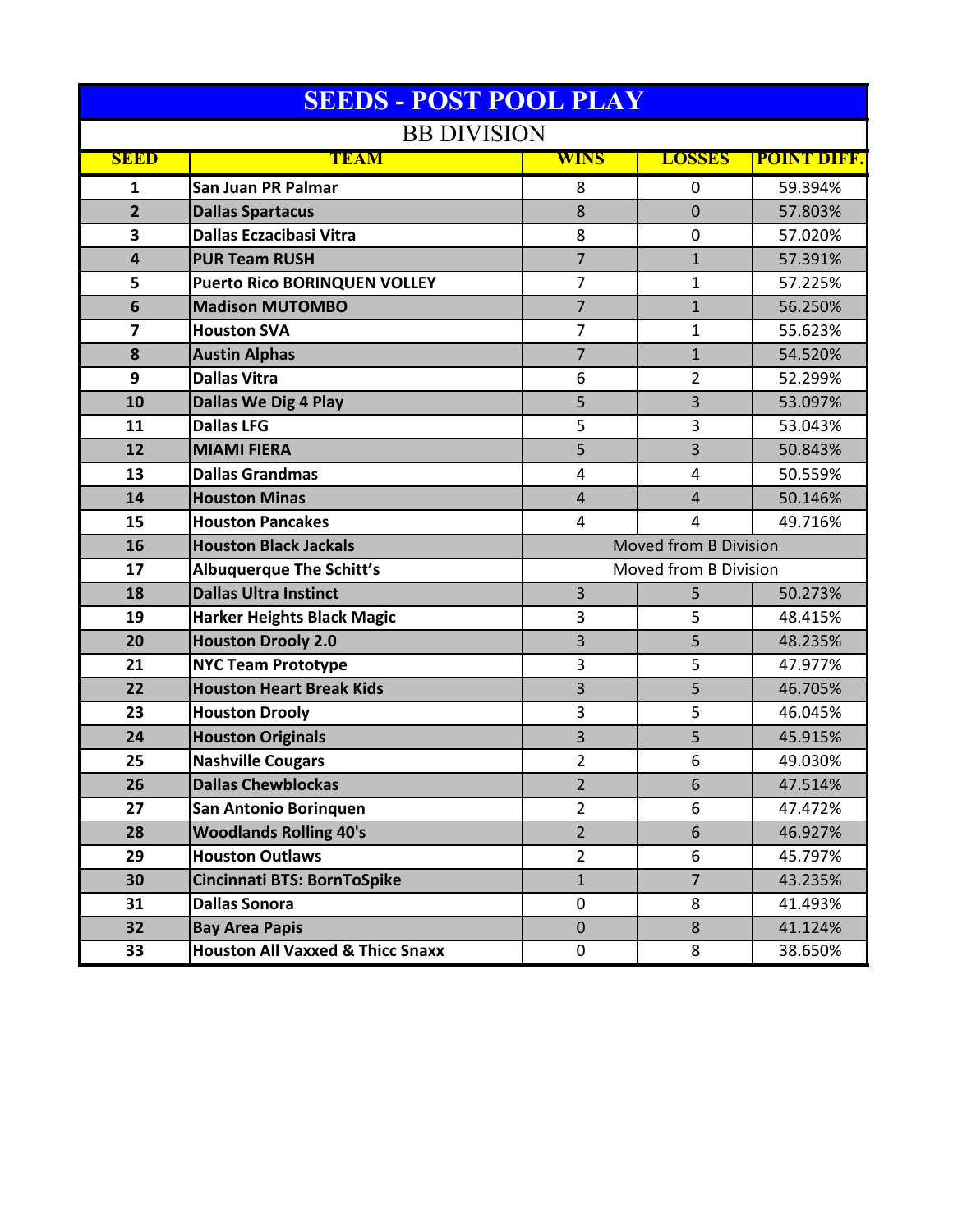# SEEDS - POST POOL PLAY

## BB DIVISION

| SEED | TEAM | WINS | LOSSES | POINT DIFF. |
|---|---|---|---|---|
| 1 | **San Juan PR Palmar** | 8 | 0 | 59.394% |
| 2 | **Dallas Spartacus** | 8 | 0 | 57.803% |
| 3 | **Dallas Eczacibasi Vitra** | 8 | 0 | 57.020% |
| 4 | **PUR Team RUSH** | 7 | 1 | 57.391% |
| 5 | **Puerto Rico BORINQUEN VOLLEY** | 7 | 1 | 57.225% |
| 6 | **Madison MUTOMBO** | 7 | 1 | 56.250% |
| 7 | **Houston SVA** | 7 | 1 | 55.623% |
| 8 | **Austin Alphas** | 7 | 1 | 54.520% |
| 9 | **Dallas Vitra** | 6 | 2 | 52.299% |
| 10 | **Dallas We Dig 4 Play** | 5 | 3 | 53.097% |
| 11 | **Dallas LFG** | 5 | 3 | 53.043% |
| 12 | **MIAMI FIERA** | 5 | 3 | 50.843% |
| 13 | **Dallas Grandmas** | 4 | 4 | 50.559% |
| 14 | **Houston Minas** | 4 | 4 | 50.146% |
| 15 | **Houston Pancakes** | 4 | 4 | 49.716% |
| 16 | **Houston Black Jackals** | Moved from B Division | | |
| 17 | **Albuquerque The Schitt's** | Moved from B Division | | |
| 18 | **Dallas Ultra Instinct** | 3 | 5 | 50.273% |
| 19 | **Harker Heights Black Magic** | 3 | 5 | 48.415% |
| 20 | **Houston Drooly 2.0** | 3 | 5 | 48.235% |
| 21 | **NYC Team Prototype** | 3 | 5 | 47.977% |
| 22 | **Houston Heart Break Kids** | 3 | 5 | 46.705% |
| 23 | **Houston Drooly** | 3 | 5 | 46.045% |
| 24 | **Houston Originals** | 3 | 5 | 45.915% |
| 25 | **Nashville Cougars** | 2 | 6 | 49.030% |
| 26 | **Dallas Chewblockas** | 2 | 6 | 47.514% |
| 27 | **San Antonio Borinquen** | 2 | 6 | 47.472% |
| 28 | **Woodlands Rolling 40's** | 2 | 6 | 46.927% |
| 29 | **Houston Outlaws** | 2 | 6 | 45.797% |
| 30 | **Cincinnati BTS: BornToSpike** | 1 | 7 | 43.235% |
| 31 | **Dallas Sonora** | 0 | 8 | 41.493% |
| 32 | **Bay Area Papis** | 0 | 8 | 41.124% |
| 33 | **Houston All Vaxxed & Thicc Snaxx** | 0 | 8 | 38.650% |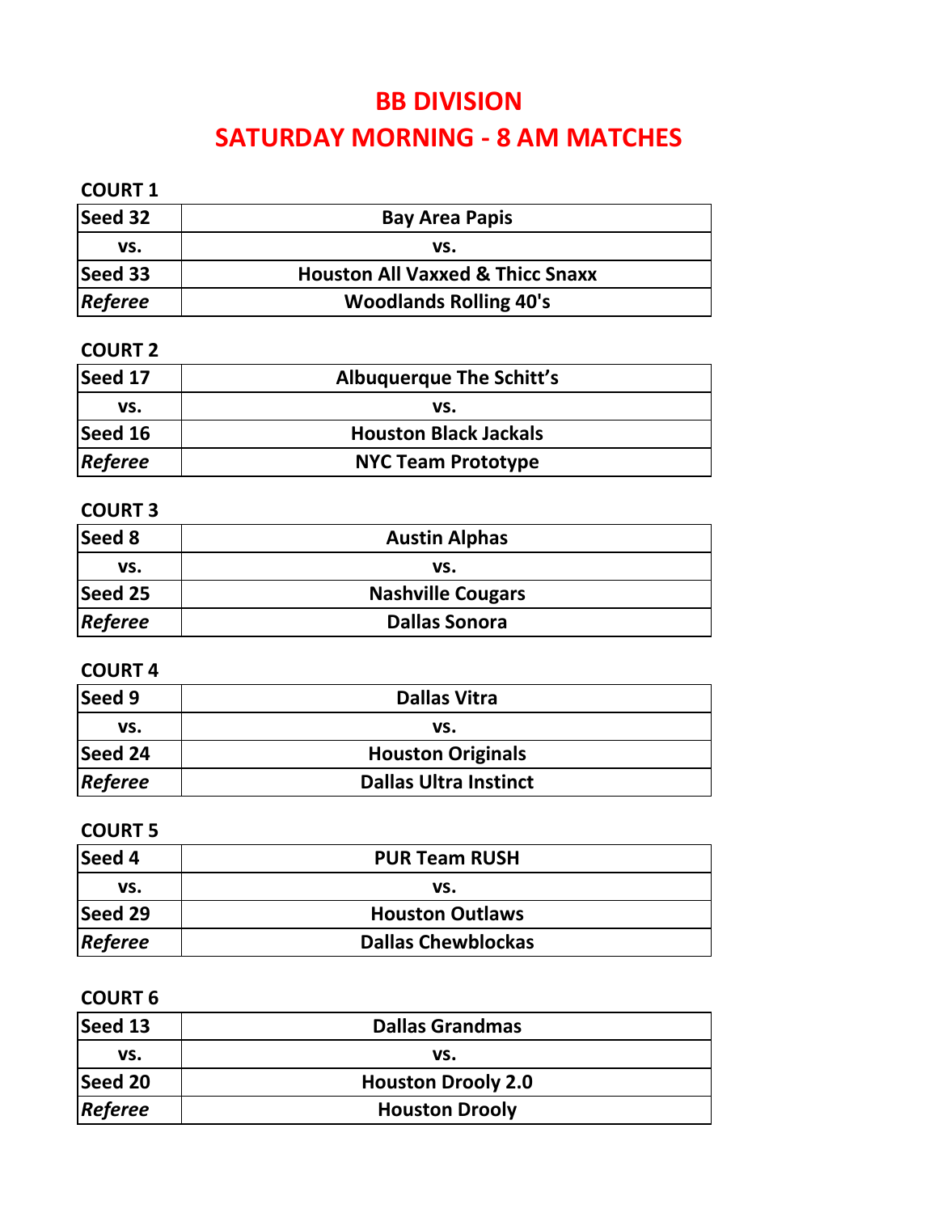# BB DIVISION
# SATURDAY MORNING - 8 AM MATCHES

**COURT 1**

| Seed 32 | Bay Area Papis |
|---|---|
| vs. | vs. |
| Seed 33 | Houston All Vaxxed & Thicc Snaxx |
| *Referee* | Woodlands Rolling 40's |

**COURT 2**

| Seed 17 | Albuquerque The Schitt's |
|---|---|
| vs. | vs. |
| Seed 16 | Houston Black Jackals |
| *Referee* | NYC Team Prototype |

**COURT 3**

| Seed 8 | Austin Alphas |
|---|---|
| vs. | vs. |
| Seed 25 | Nashville Cougars |
| *Referee* | Dallas Sonora |

**COURT 4**

| Seed 9 | Dallas Vitra |
|---|---|
| vs. | vs. |
| Seed 24 | Houston Originals |
| *Referee* | Dallas Ultra Instinct |

**COURT 5**

| Seed 4 | PUR Team RUSH |
|---|---|
| vs. | vs. |
| Seed 29 | Houston Outlaws |
| *Referee* | Dallas Chewblockas |

**COURT 6**

| Seed 13 | Dallas Grandmas |
|---|---|
| vs. | vs. |
| Seed 20 | Houston Drooly 2.0 |
| *Referee* | Houston Drooly |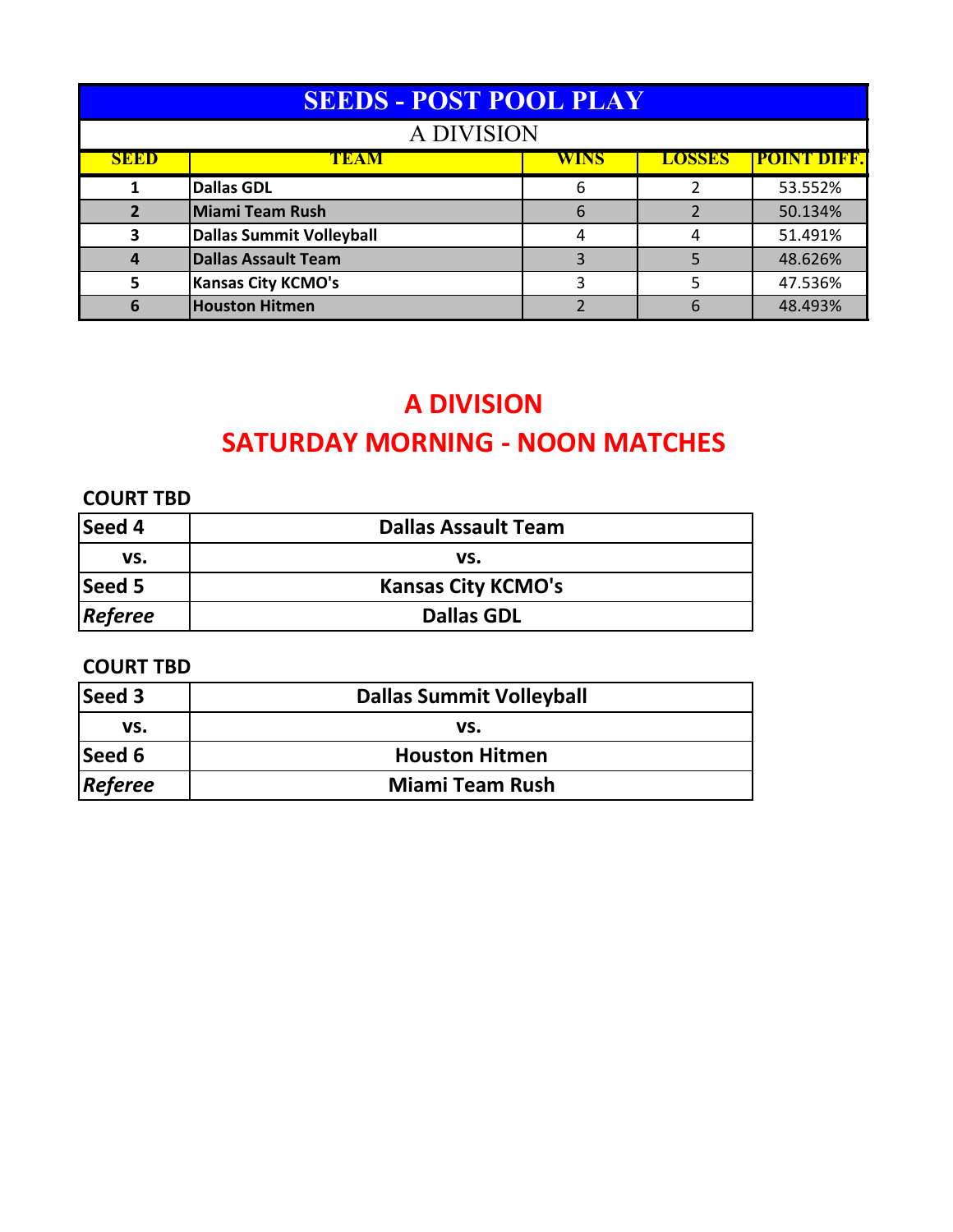| SEEDS - POST POOL PLAY | | | | |
|---|---|---|---|---|
| A DIVISION | | | | |
| SEED | TEAM | WINS | LOSSES | POINT DIFF. |
| 1 | Dallas GDL | 6 | 2 | 53.552% |
| 2 | Miami Team Rush | 6 | 2 | 50.134% |
| 3 | Dallas Summit Volleyball | 4 | 4 | 51.491% |
| 4 | Dallas Assault Team | 3 | 5 | 48.626% |
| 5 | Kansas City KCMO's | 3 | 5 | 47.536% |
| 6 | Houston Hitmen | 2 | 6 | 48.493% |

# A DIVISION

## SATURDAY MORNING - NOON MATCHES

**COURT TBD**

| | |
|---|---|
| **Seed 4** | **Dallas Assault Team** |
| **vs.** | **vs.** |
| **Seed 5** | **Kansas City KCMO's** |
| ***Referee*** | **Dallas GDL** |

**COURT TBD**

| | |
|---|---|
| **Seed 3** | **Dallas Summit Volleyball** |
| **vs.** | **vs.** |
| **Seed 6** | **Houston Hitmen** |
| ***Referee*** | **Miami Team Rush** |